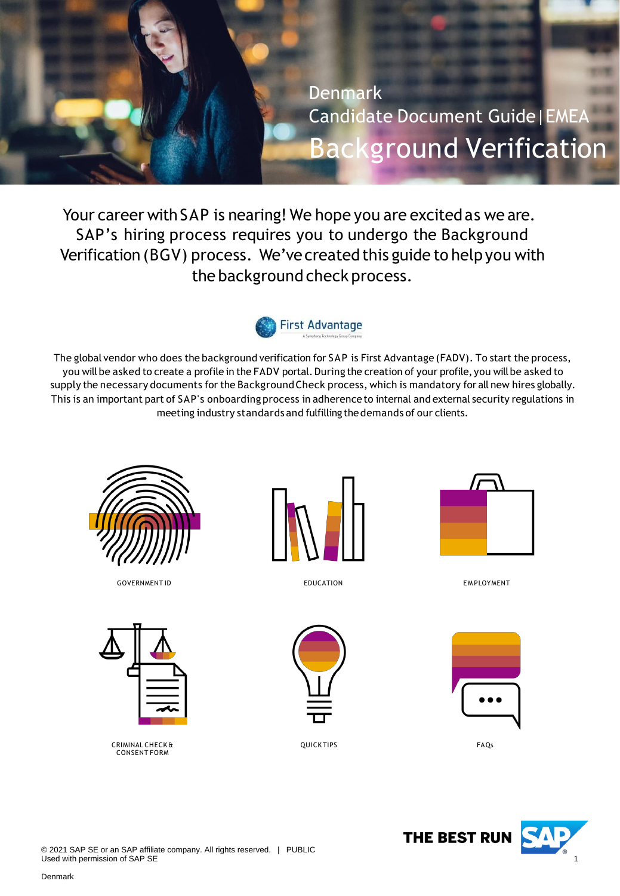Denmark

Candidate Document Guide | EMEA

# Background Verification

Your career with SAP is nearing! We hope you are excited as we are. SAP's hiring process requires you to undergo the Background Verification (BGV) process. We've created this guide to help you with the background check process.

First Advantage

The global vendor who does the background verification for SAP is First Advantage (FADV). To start the process, you will be asked to create a profile in the FADV portal. During the creation of your profile, you will be asked to supply the necessary documents for the Background Check process, which is mandatory for all new hires globally. This is an important part of SAP's onboarding process in adherence to internal and external security regulations in meeting industry standards and fulfilling the demands of our clients.

GOVERNMENT ID

EDUCATION

EMPLOYMENT

CRIMINAL CHECK & CONSENT FORM

QUICK TIPS

FAQs

© 2021 SAP SE or an SAP affiliate company. All rights reserved. | PUBLIC
Used with permission of SAP SE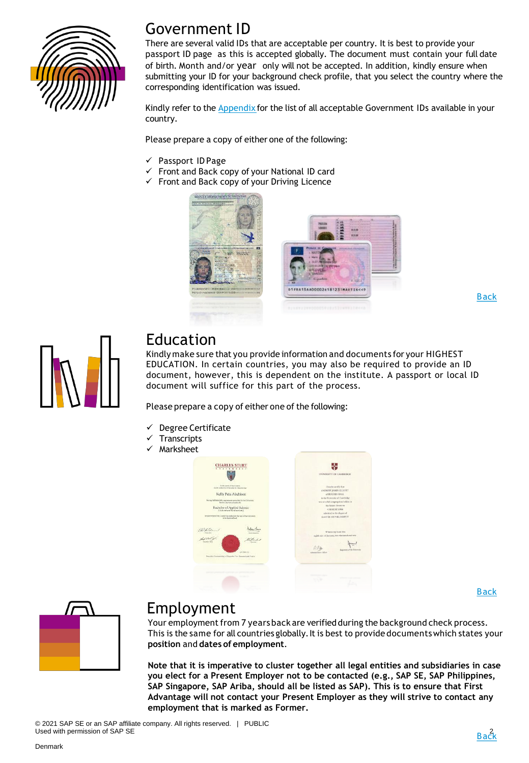## Government ID

There are several valid IDs that are acceptable per country. It is best to provide your passport ID page as this is accepted globally. The document must contain your full date of birth. Month and/or year only will not be accepted. In addition, kindly ensure when submitting your ID for your background check profile, that you select the country where the corresponding identification was issued.

Kindly refer to the [Appendix] for the list of all acceptable Government IDs available in your country.

Please prepare a copy of either one of the following:

- ✓ Passport ID Page
- ✓ Front and Back copy of your National ID card
- ✓ Front and Back copy of your Driving Licence

[Back]

## Education

Kindly make sure that you provide information and documents for your HIGHEST EDUCATION. In certain countries, you may also be required to provide an ID document, however, this is dependent on the institute. A passport or local ID document will suffice for this part of the process.

Please prepare a copy of either one of the following:

- ✓ Degree Certificate
- ✓ Transcripts
- ✓ Marksheet

[Back]

## Employment

Your employment from 7 years back are verified during the background check process. This is the same for all countries globally. It is best to provide documents which states your **position** and **dates of employment**.

**Note that it is imperative to cluster together all legal entities and subsidiaries in case you elect for a Present Employer not to be contacted (e.g., SAP SE, SAP Philippines, SAP Singapore, SAP Ariba, should all be listed as SAP). This is to ensure that First Advantage will not contact your Present Employer as they will strive to contact any employment that is marked as Former.**

© 2021 SAP SE or an SAP affiliate company. All rights reserved. | PUBLIC
Used with permission of SAP SE

[Back]

Denmark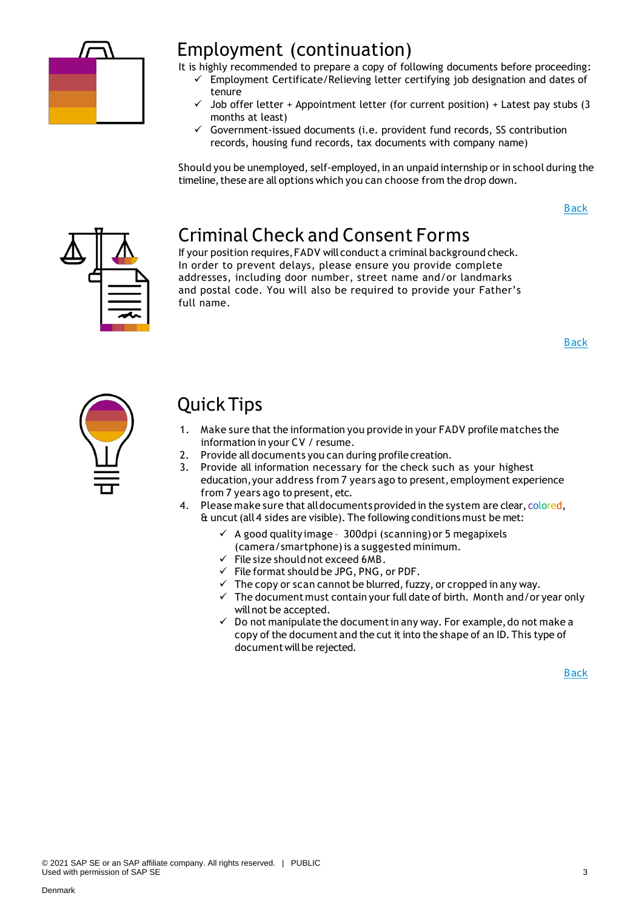## Employment (continuation)

It is highly recommended to prepare a copy of following documents before proceeding:

- ✓ Employment Certificate/Relieving letter certifying job designation and dates of tenure
- ✓ Job offer letter + Appointment letter (for current position) + Latest pay stubs (3 months at least)
- ✓ Government-issued documents (i.e. provident fund records, SS contribution records, housing fund records, tax documents with company name)

Should you be unemployed, self-employed, in an unpaid internship or in school during the timeline, these are all options which you can choose from the drop down.

Back

## Criminal Check and Consent Forms

If your position requires, FADV will conduct a criminal background check. In order to prevent delays, please ensure you provide complete addresses, including door number, street name and/or landmarks and postal code. You will also be required to provide your Father's full name.

Back

## Quick Tips

1. Make sure that the information you provide in your FADV profile matches the information in your CV / resume.
2. Provide all documents you can during profile creation.
3. Provide all information necessary for the check such as your highest education, your address from 7 years ago to present, employment experience from 7 years ago to present, etc.
4. Please make sure that all documents provided in the system are clear, colored, & uncut (all 4 sides are visible). The following conditions must be met:
   - ✓ A good quality image - 300dpi (scanning) or 5 megapixels (camera/smartphone) is a suggested minimum.
   - ✓ File size should not exceed 6MB.
   - ✓ File format should be JPG, PNG, or PDF.
   - ✓ The copy or scan cannot be blurred, fuzzy, or cropped in any way.
   - ✓ The document must contain your full date of birth. Month and/or year only will not be accepted.
   - ✓ Do not manipulate the document in any way. For example, do not make a copy of the document and the cut it into the shape of an ID. This type of document will be rejected.

Back

© 2021 SAP SE or an SAP affiliate company. All rights reserved. | PUBLIC
Used with permission of SAP SE

Denmark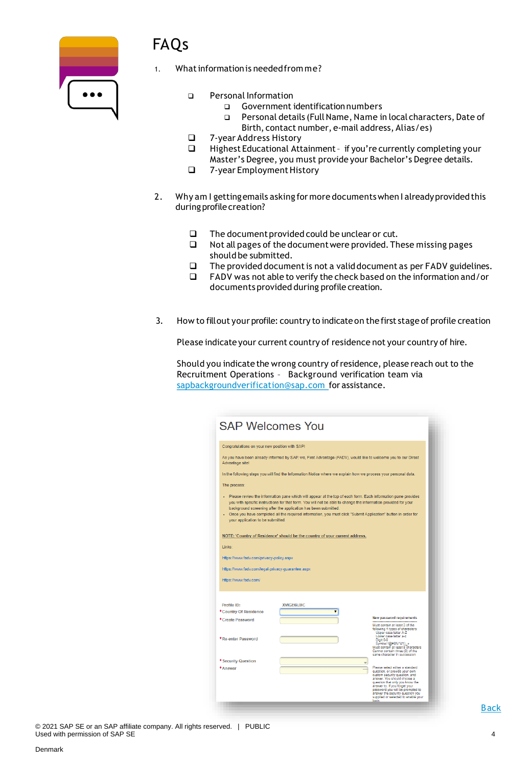# FAQs

1. What information is needed from me?

   - Personal Information
     - Government identification numbers
     - Personal details (Full Name, Name in local characters, Date of Birth, contact number, e-mail address, Alias/es)
   - 7-year Address History
   - Highest Educational Attainment - if you're currently completing your Master's Degree, you must provide your Bachelor's Degree details.
   - 7-year Employment History

2. Why am I getting emails asking for more documents when I already provided this during profile creation?

   - The document provided could be unclear or cut.
   - Not all pages of the document were provided. These missing pages should be submitted.
   - The provided document is not a valid document as per FADV guidelines.
   - FADV was not able to verify the check based on the information and/or documents provided during profile creation.

3. How to fill out your profile: country to indicate on the first stage of profile creation

   Please indicate your current country of residence not your country of hire.

   Should you indicate the wrong country of residence, please reach out to the Recruitment Operations – Background verification team via [sapbackgroundverification@sap.com](mailto:sapbackgroundverification@sap.com) for assistance.

**SAP Welcomes You**

Congratulations on your new position with SAP!

As you have been already informed by SAP, we, First Advantage (FADV), would like to welcome you to our Direct Advantage site!

In the following steps you will find the Information Notice where we explain how we process your personal data.

The process:

- Please review the information pane which will appear at the top of each form. Each information pane provides you with specific instructions for that form. You will not be able to change the information provided for your background screening after the application has been submitted.
- Once you have completed all the required information, you must click "Submit Application" button in order for your application to be submitted.

NOTE: 'Country of Residence' should be the country of your current address.

Links:

https://www.fadv.com/privacy-policy.aspx

https://www.fadv.com/legal-privacy-guarantee.aspx

https://www.fadv.com/

Profile ID: XVIGE6UXC

*Country Of Residence

*Create Password

*Re-enter Password

*Security Question

*Answer

[Back]()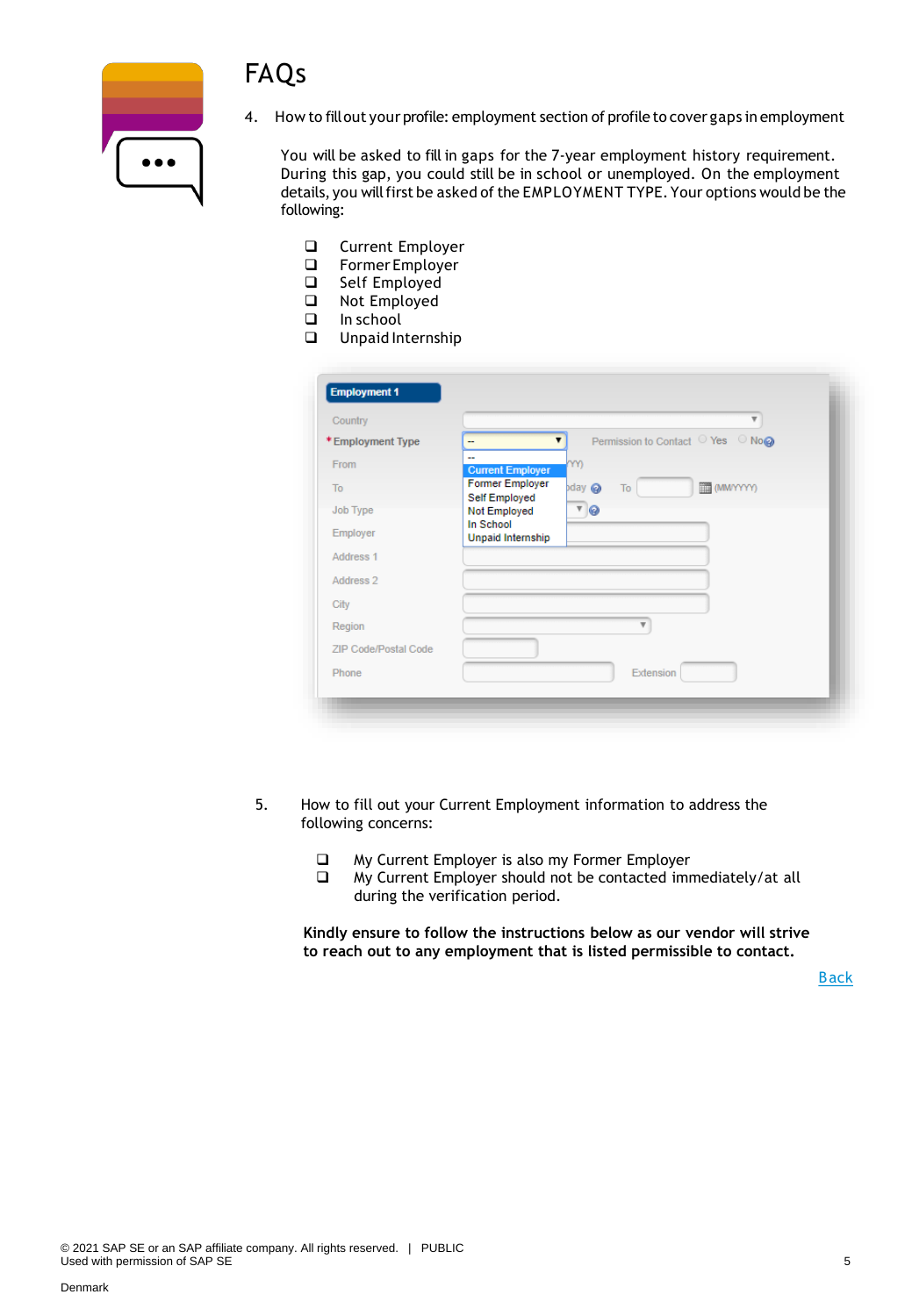# FAQs

4. How to fill out your profile: employment section of profile to cover gaps in employment

   You will be asked to fill in gaps for the 7-year employment history requirement. During this gap, you could still be in school or unemployed. On the employment details, you will first be asked of the EMPLOYMENT TYPE. Your options would be the following:

   - Current Employer
   - Former Employer
   - Self Employed
   - Not Employed
   - In school
   - Unpaid Internship

5. How to fill out your Current Employment information to address the following concerns:

   - My Current Employer is also my Former Employer
   - My Current Employer should not be contacted immediately/at all during the verification period.

   **Kindly ensure to follow the instructions below as our vendor will strive to reach out to any employment that is listed permissible to contact.**

Back

© 2021 SAP SE or an SAP affiliate company. All rights reserved. | PUBLIC
Used with permission of SAP SE

Denmark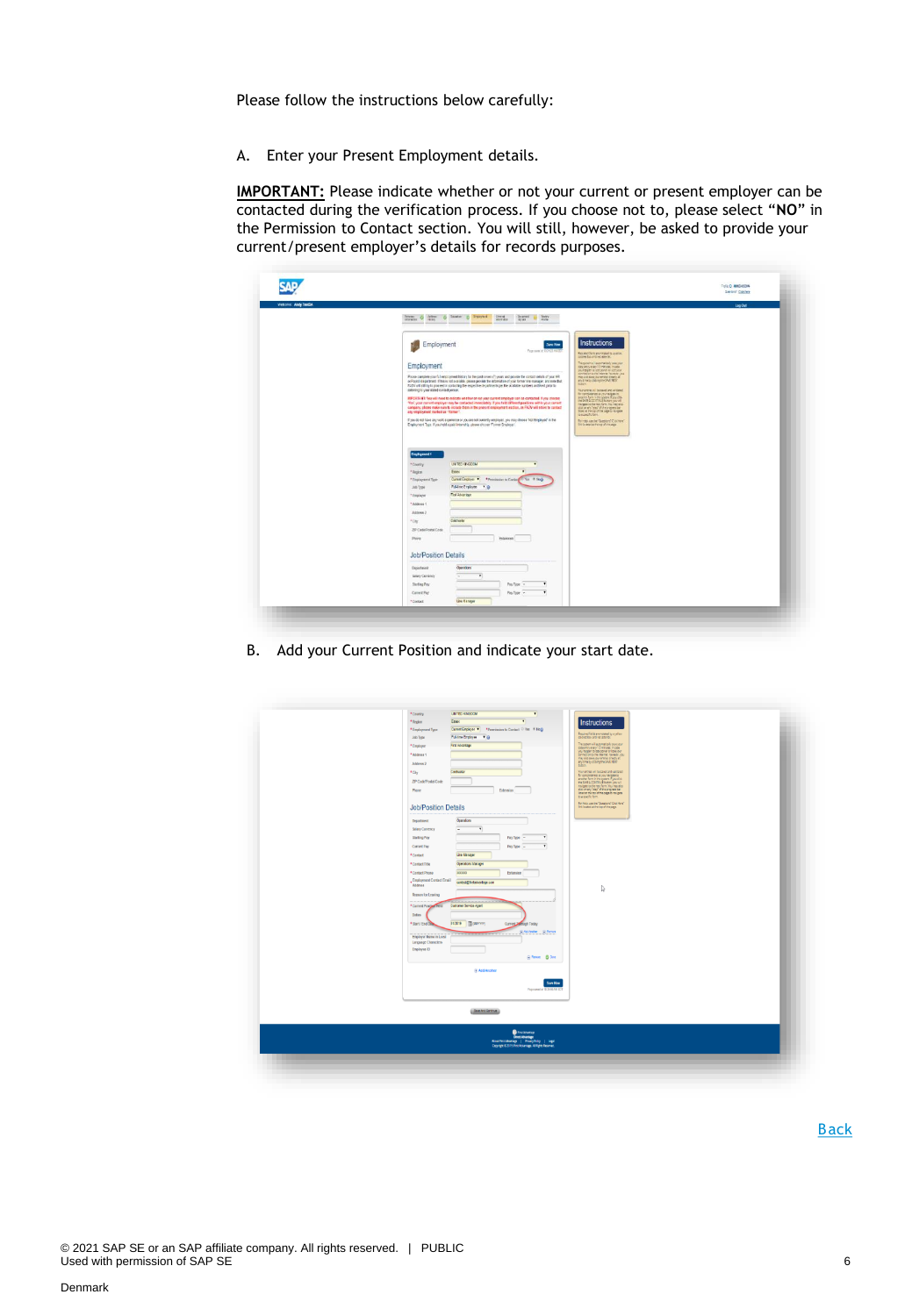Please follow the instructions below carefully:

A. Enter your Present Employment details.

**IMPORTANT:** Please indicate whether or not your current or present employer can be contacted during the verification process. If you choose not to, please select "**NO**" in the Permission to Contact section. You will still, however, be asked to provide your current/present employer's details for records purposes.

B. Add your Current Position and indicate your start date.

Back

© 2021 SAP SE or an SAP affiliate company. All rights reserved. | PUBLIC
Used with permission of SAP SE

Denmark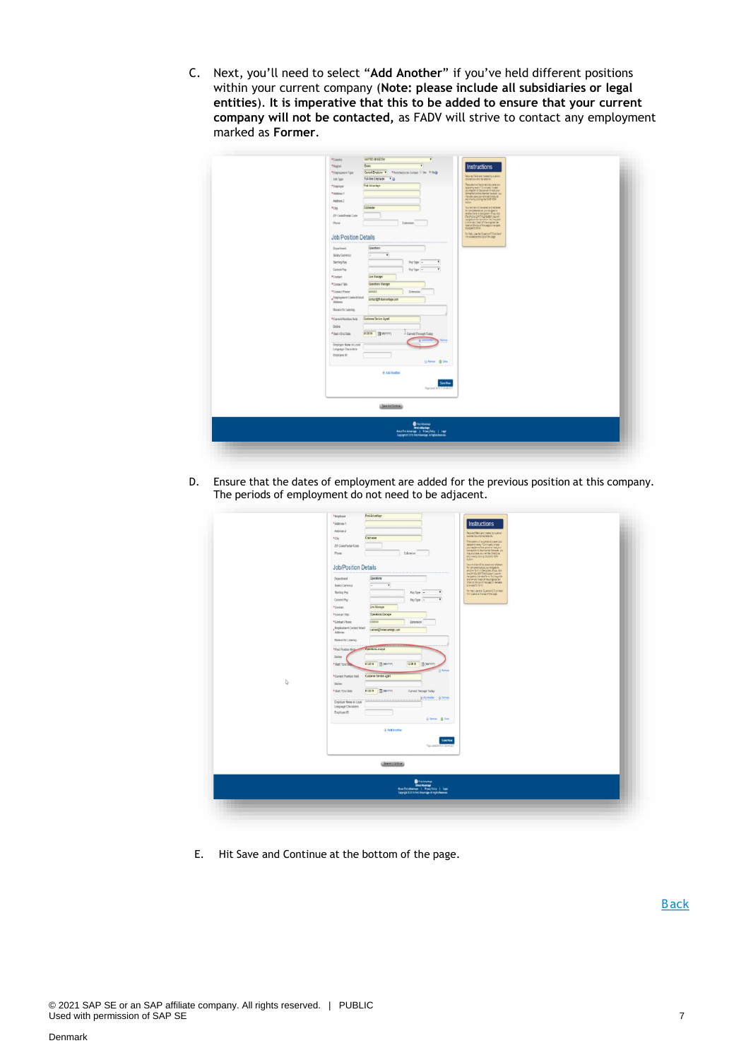C. Next, you'll need to select "**Add Another**" if you've held different positions within your current company (**Note: please include all subsidiaries or legal entities**). **It is imperative that this to be added to ensure that your current company will not be contacted,** as FADV will strive to contact any employment marked as **Former**.

D. Ensure that the dates of employment are added for the previous position at this company. The periods of employment do not need to be adjacent.

E. Hit Save and Continue at the bottom of the page.

Back

© 2021 SAP SE or an SAP affiliate company. All rights reserved. | PUBLIC
Used with permission of SAP SE

Denmark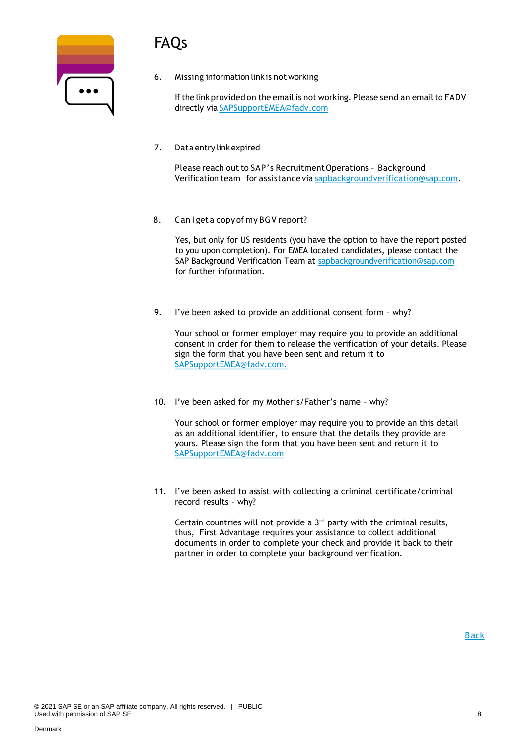# FAQs

6. Missing information link is not working

   If the link provided on the email is not working. Please send an email to FADV directly via SAPSupportEMEA@fadv.com

7. Data entry link expired

   Please reach out to SAP's Recruitment Operations – Background Verification team for assistance via sapbackgroundverification@sap.com.

8. Can I get a copy of my BGV report?

   Yes, but only for US residents (you have the option to have the report posted to you upon completion). For EMEA located candidates, please contact the SAP Background Verification Team at sapbackgroundverification@sap.com for further information.

9. I've been asked to provide an additional consent form – why?

   Your school or former employer may require you to provide an additional consent in order for them to release the verification of your details. Please sign the form that you have been sent and return it to SAPSupportEMEA@fadv.com.

10. I've been asked for my Mother's/Father's name – why?

    Your school or former employer may require you to provide an this detail as an additional identifier, to ensure that the details they provide are yours. Please sign the form that you have been sent and return it to SAPSupportEMEA@fadv.com

11. I've been asked to assist with collecting a criminal certificate/criminal record results – why?

    Certain countries will not provide a 3rd party with the criminal results, thus, First Advantage requires your assistance to collect additional documents in order to complete your check and provide it back to their partner in order to complete your background verification.

Back

© 2021 SAP SE or an SAP affiliate company. All rights reserved. | PUBLIC
Used with permission of SAP SE

Denmark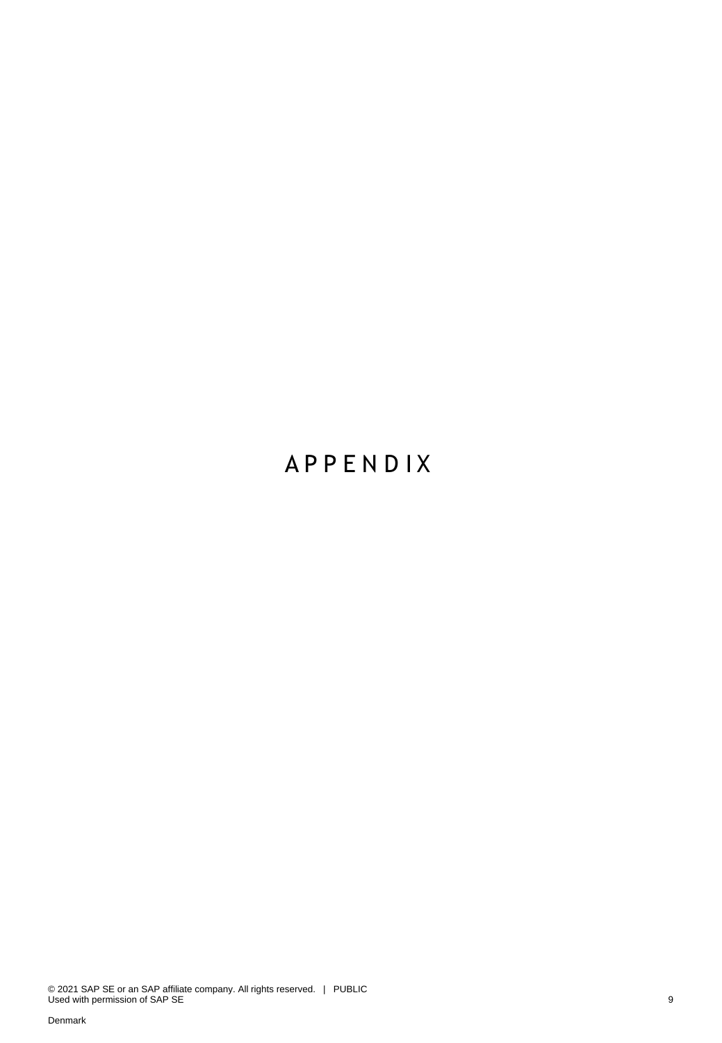# APPENDIX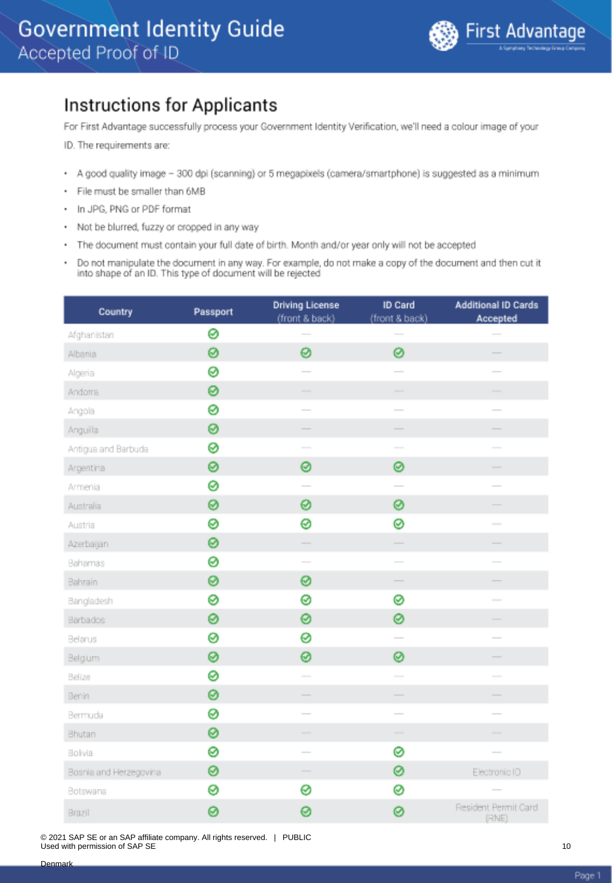# Government Identity Guide

## Accepted Proof of ID

## Instructions for Applicants

For First Advantage successfully process your Government Identity Verification, we'll need a colour image of your ID. The requirements are:

- A good quality image – 300 dpi (scanning) or 5 megapixels (camera/smartphone) is suggested as a minimum
- File must be smaller than 6MB
- In JPG, PNG or PDF format
- Not be blurred, fuzzy or cropped in any way
- The document must contain your full date of birth. Month and/or year only will not be accepted
- Do not manipulate the document in any way. For example, do not make a copy of the document and then cut it into shape of an ID. This type of document will be rejected

| Country | Passport | Driving License (front & back) | ID Card (front & back) | Additional ID Cards Accepted |
|---|---|---|---|---|
| Afghanistan | ✓ | — | — | — |
| Albania | ✓ | ✓ | ✓ | — |
| Algeria | ✓ | — | — | — |
| Andorra | ✓ | — | — | — |
| Angola | ✓ | — | — | — |
| Anguilla | ✓ | — | — | — |
| Antigua and Barbuda | ✓ | — | — | — |
| Argentina | ✓ | ✓ | ✓ | — |
| Armenia | ✓ | — | — | — |
| Australia | ✓ | ✓ | ✓ | — |
| Austria | ✓ | ✓ | ✓ | — |
| Azerbaijan | ✓ | — | — | — |
| Bahamas | ✓ | — | — | — |
| Bahrain | ✓ | ✓ | — | — |
| Bangladesh | ✓ | ✓ | ✓ | — |
| Barbados | ✓ | ✓ | ✓ | — |
| Belarus | ✓ | ✓ | — | — |
| Belgium | ✓ | ✓ | ✓ | — |
| Belize | ✓ | — | — | — |
| Benin | ✓ | — | — | — |
| Bermuda | ✓ | — | — | — |
| Bhutan | ✓ | — | — | — |
| Bolivia | ✓ | — | ✓ | — |
| Bosnia and Herzegovina | ✓ | — | ✓ | Electronic ID |
| Botswana | ✓ | ✓ | ✓ | — |
| Brazil | ✓ | ✓ | ✓ | Resident Permit Card (RNE) |

© 2021 SAP SE or an SAP affiliate company. All rights reserved. | PUBLIC
Used with permission of SAP SE

Denmark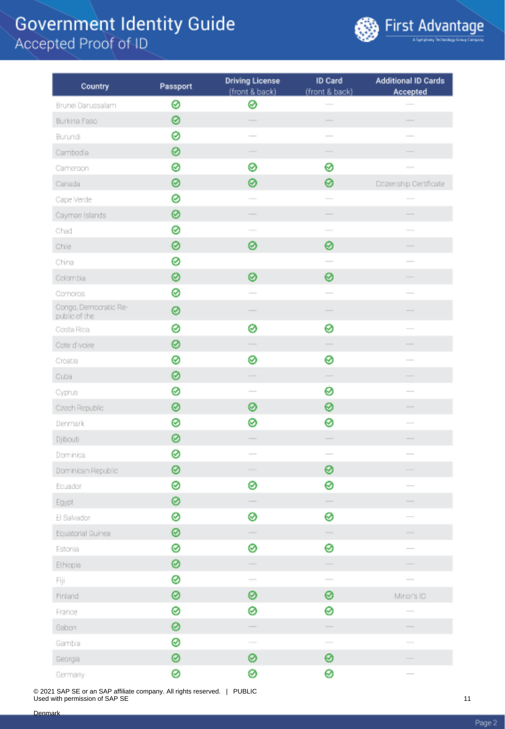# Government Identity Guide
## Accepted Proof of ID

| Country | Passport | Driving License (front & back) | ID Card (front & back) | Additional ID Cards Accepted |
|---|---|---|---|---|
| Brunei Darussalam | ✓ | ✓ | — | — |
| Burkina Faso | ✓ | — | — | — |
| Burundi | ✓ | — | — | — |
| Cambodia | ✓ | — | — | — |
| Cameroon | ✓ | ✓ | ✓ | — |
| Canada | ✓ | ✓ | ✓ | Citizenship Certificate |
| Cape Verde | ✓ | — | — | — |
| Cayman Islands | ✓ | — | — | — |
| Chad | ✓ | — | — | — |
| Chile | ✓ | ✓ | ✓ | — |
| China | ✓ | | — | — |
| Colombia | ✓ | ✓ | ✓ | — |
| Comoros | ✓ | — | — | — |
| Congo, Democratic Republic of the | ✓ | — | — | — |
| Costa Rica | ✓ | ✓ | ✓ | — |
| Cote d'Ivoire | ✓ | — | — | — |
| Croatia | ✓ | ✓ | ✓ | — |
| Cuba | ✓ | — | — | — |
| Cyprus | ✓ | — | ✓ | — |
| Czech Republic | ✓ | ✓ | ✓ | — |
| Denmark | ✓ | ✓ | ✓ | — |
| Djibouti | ✓ | — | — | — |
| Dominica | ✓ | — | — | — |
| Dominican Republic | ✓ | — | ✓ | — |
| Ecuador | ✓ | ✓ | ✓ | — |
| Egypt | ✓ | — | — | — |
| El Salvador | ✓ | ✓ | ✓ | — |
| Equatorial Guinea | ✓ | — | — | — |
| Estonia | ✓ | ✓ | ✓ | — |
| Ethiopia | ✓ | — | — | — |
| Fiji | ✓ | — | — | — |
| Finland | ✓ | ✓ | ✓ | Minor's ID |
| France | ✓ | ✓ | ✓ | — |
| Gabon | ✓ | — | — | — |
| Gambia | ✓ | — | — | — |
| Georgia | ✓ | ✓ | ✓ | — |
| Germany | ✓ | ✓ | ✓ | — |

© 2021 SAP SE or an SAP affiliate company. All rights reserved. | PUBLIC
Used with permission of SAP SE

Denmark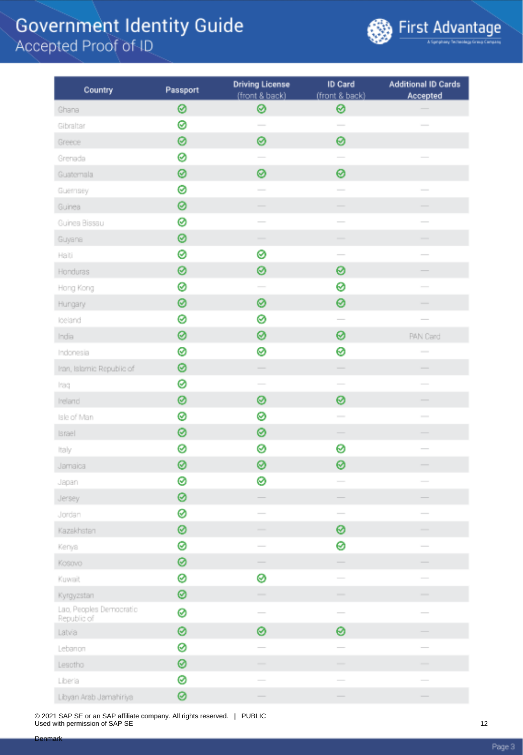# Government Identity Guide
## Accepted Proof of ID

| Country | Passport | Driving License (front & back) | ID Card (front & back) | Additional ID Cards Accepted |
|---|---|---|---|---|
| Ghana | ✓ | ✓ | ✓ | — |
| Gibraltar | ✓ | — | — | — |
| Greece | ✓ | ✓ | ✓ | |
| Grenada | ✓ | — | — | — |
| Guatemala | ✓ | ✓ | ✓ | |
| Guernsey | ✓ | — | — | — |
| Guinea | ✓ | — | — | — |
| Guinea Bissau | ✓ | — | — | — |
| Guyana | ✓ | — | — | — |
| Haiti | ✓ | ✓ | — | — |
| Honduras | ✓ | ✓ | ✓ | — |
| Hong Kong | ✓ | — | ✓ | — |
| Hungary | ✓ | ✓ | ✓ | — |
| Iceland | ✓ | ✓ | — | — |
| India | ✓ | ✓ | ✓ | PAN Card |
| Indonesia | ✓ | ✓ | ✓ | — |
| Iran, Islamic Republic of | ✓ | — | — | — |
| Iraq | ✓ | — | — | — |
| Ireland | ✓ | ✓ | ✓ | — |
| Isle of Man | ✓ | ✓ | — | — |
| Israel | ✓ | ✓ | — | — |
| Italy | ✓ | ✓ | ✓ | — |
| Jamaica | ✓ | ✓ | ✓ | — |
| Japan | ✓ | ✓ | — | — |
| Jersey | ✓ | — | — | — |
| Jordan | ✓ | — | — | — |
| Kazakhstan | ✓ | — | ✓ | — |
| Kenya | ✓ | — | ✓ | — |
| Kosovo | ✓ | — | — | — |
| Kuwait | ✓ | ✓ | — | — |
| Kyrgyzstan | ✓ | — | — | — |
| Lao, Peoples Democratic Republic of | ✓ | — | — | — |
| Latvia | ✓ | ✓ | ✓ | — |
| Lebanon | ✓ | — | — | — |
| Lesotho | ✓ | — | — | — |
| Liberia | ✓ | — | — | — |
| Libyan Arab Jamahiriya | ✓ | — | — | — |

© 2021 SAP SE or an SAP affiliate company. All rights reserved. | PUBLIC
Used with permission of SAP SE

Denmark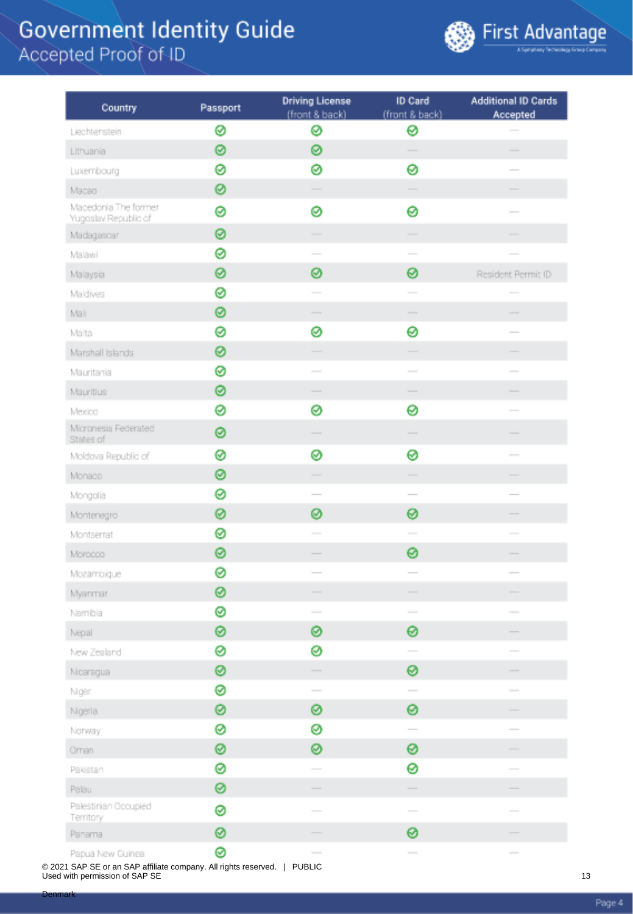# Government Identity Guide

## Accepted Proof of ID

| Country | Passport | Driving License (front & back) | ID Card (front & back) | Additional ID Cards Accepted |
|---|---|---|---|---|
| Liechtenstein | ✓ | ✓ | ✓ | — |
| Lithuania | ✓ | ✓ | — | — |
| Luxembourg | ✓ | ✓ | ✓ | — |
| Macao | ✓ | — | — | — |
| Macedonia The former Yugoslav Republic of | ✓ | ✓ | ✓ | — |
| Madagascar | ✓ | — | — | — |
| Malawi | ✓ | — | — | — |
| Malaysia | ✓ | ✓ | ✓ | Resident Permit ID |
| Maldives | ✓ | — | — | — |
| Mali | ✓ | — | — | — |
| Malta | ✓ | ✓ | ✓ | — |
| Marshall Islands | ✓ | — | — | — |
| Mauritania | ✓ | — | — | — |
| Mauritius | ✓ | — | — | — |
| Mexico | ✓ | ✓ | ✓ | — |
| Micronesia Federated States of | ✓ | — | — | — |
| Moldova Republic of | ✓ | ✓ | ✓ | — |
| Monaco | ✓ | — | — | — |
| Mongolia | ✓ | — | — | — |
| Montenegro | ✓ | ✓ | ✓ | — |
| Montserrat | ✓ | — | — | — |
| Morocco | ✓ | — | ✓ | — |
| Mozambique | ✓ | — | — | — |
| Myanmar | ✓ | — | — | — |
| Namibia | ✓ | — | — | — |
| Nepal | ✓ | ✓ | ✓ | — |
| New Zealand | ✓ | ✓ | — | — |
| Nicaragua | ✓ | — | ✓ | — |
| Niger | ✓ | — | — | — |
| Nigeria | ✓ | ✓ | ✓ | — |
| Norway | ✓ | ✓ | — | — |
| Oman | ✓ | ✓ | ✓ | — |
| Pakistan | ✓ | — | ✓ | — |
| Palau | ✓ | — | — | — |
| Palestinian Occupied Territory | ✓ | — | — | — |
| Panama | ✓ | — | ✓ | — |
| Papua New Guinea | ✓ | — | — | — |

© 2021 SAP SE or an SAP affiliate company. All rights reserved. | PUBLIC
Used with permission of SAP SE

Denmark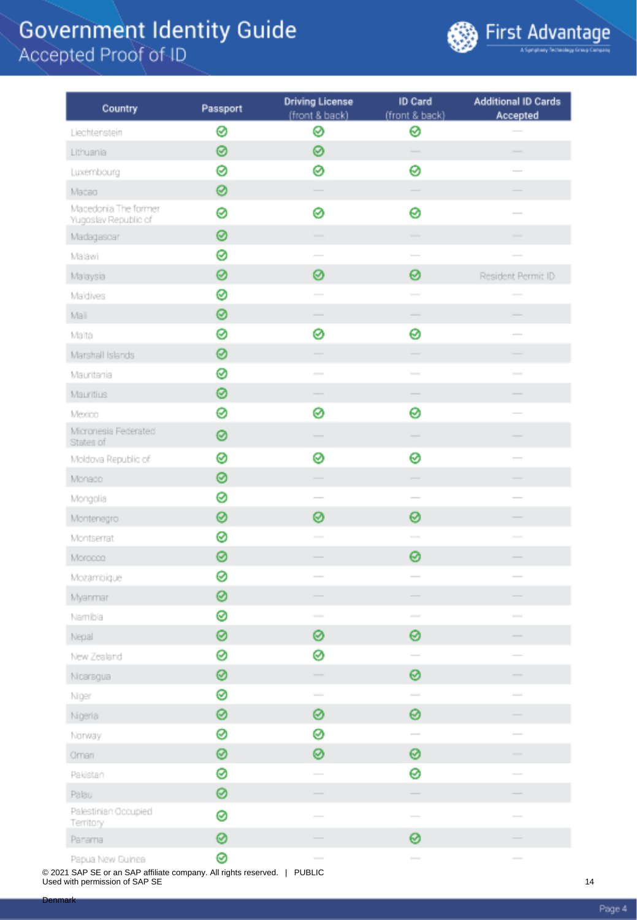# Government Identity Guide
## Accepted Proof of ID

| Country | Passport | Driving License (front & back) | ID Card (front & back) | Additional ID Cards Accepted |
|---|---|---|---|---|
| Liechtenstein | ✓ | ✓ | ✓ | — |
| Lithuania | ✓ | ✓ | — | — |
| Luxembourg | ✓ | ✓ | ✓ | — |
| Macao | ✓ | — | — | — |
| Macedonia The former Yugoslav Republic of | ✓ | ✓ | ✓ | — |
| Madagascar | ✓ | — | — | — |
| Malawi | ✓ | — | — | — |
| Malaysia | ✓ | ✓ | ✓ | Resident Permit ID |
| Maldives | ✓ | — | — | — |
| Mali | ✓ | — | — | — |
| Malta | ✓ | ✓ | ✓ | — |
| Marshall Islands | ✓ | — | — | — |
| Mauritania | ✓ | — | — | — |
| Mauritius | ✓ | — | — | — |
| Mexico | ✓ | ✓ | ✓ | — |
| Micronesia Federated States of | ✓ | — | — | — |
| Moldova Republic of | ✓ | ✓ | ✓ | — |
| Monaco | ✓ | — | — | — |
| Mongolia | ✓ | — | — | — |
| Montenegro | ✓ | ✓ | ✓ | — |
| Montserrat | ✓ | — | — | — |
| Morocco | ✓ | — | ✓ | — |
| Mozambique | ✓ | — | — | — |
| Myanmar | ✓ | — | — | — |
| Namibia | ✓ | — | — | — |
| Nepal | ✓ | ✓ | ✓ | — |
| New Zealand | ✓ | ✓ | — | — |
| Nicaragua | ✓ | — | ✓ | — |
| Niger | ✓ | — | — | — |
| Nigeria | ✓ | ✓ | ✓ | — |
| Norway | ✓ | ✓ | — | — |
| Oman | ✓ | ✓ | ✓ | — |
| Pakistan | ✓ | — | ✓ | — |
| Palau | ✓ | — | — | — |
| Palestinian Occupied Territory | ✓ | — | — | — |
| Panama | ✓ | — | ✓ | — |
| Papua New Guinea | ✓ | — | — | — |

© 2021 SAP SE or an SAP affiliate company. All rights reserved. | PUBLIC
Used with permission of SAP SE

Denmark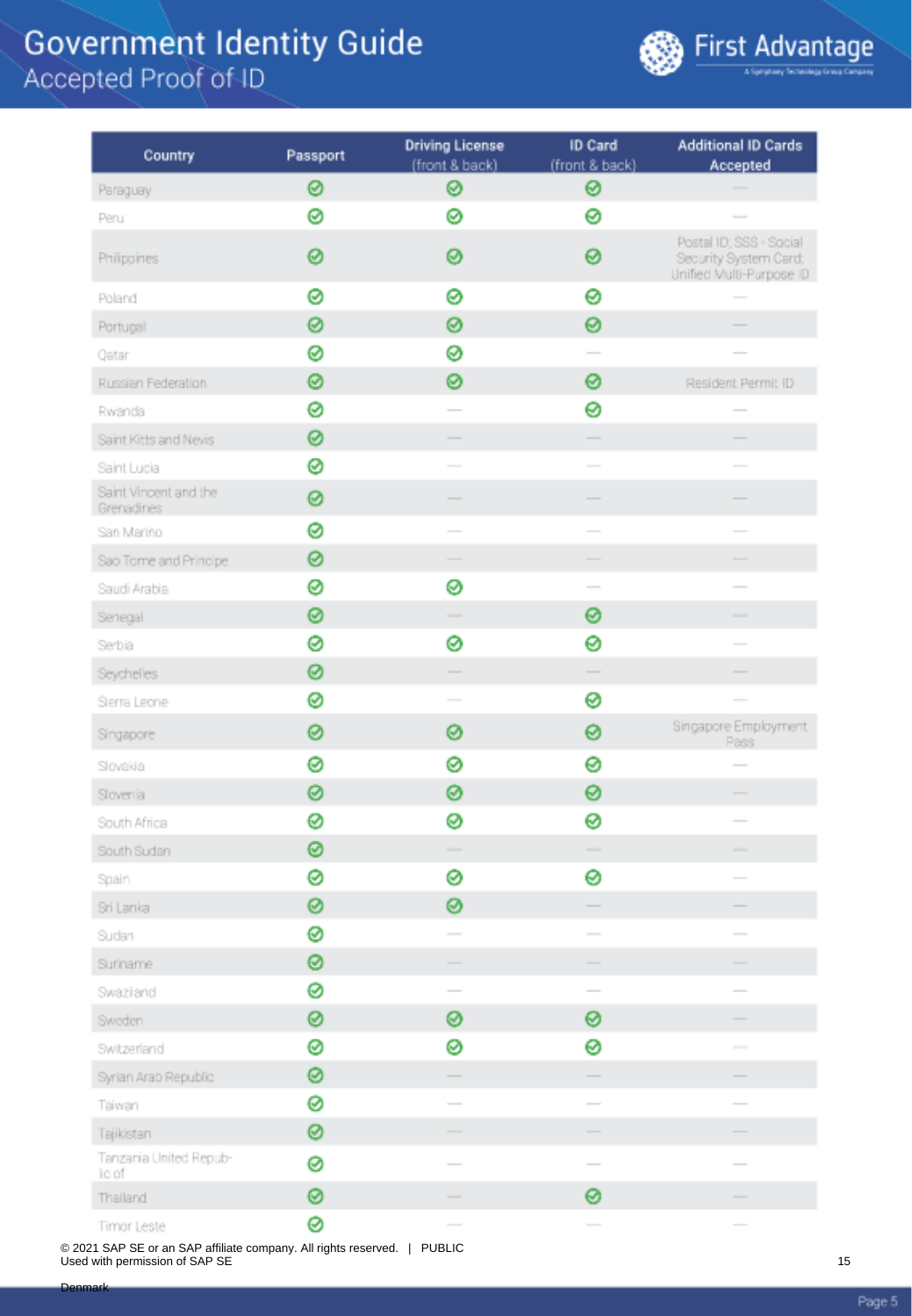# Government Identity Guide
## Accepted Proof of ID

| Country | Passport | Driving License (front & back) | ID Card (front & back) | Additional ID Cards Accepted |
|---|---|---|---|---|
| Paraguay | ✓ | ✓ | ✓ | — |
| Peru | ✓ | ✓ | ✓ | — |
| Philippines | ✓ | ✓ | ✓ | Postal ID; SSS - Social Security System Card; Unified Multi-Purpose ID |
| Poland | ✓ | ✓ | ✓ | — |
| Portugal | ✓ | ✓ | ✓ | — |
| Qatar | ✓ | ✓ | — | — |
| Russian Federation | ✓ | ✓ | ✓ | Resident Permit ID |
| Rwanda | ✓ | — | ✓ | — |
| Saint Kitts and Nevis | ✓ | — | — | — |
| Saint Lucia | ✓ | — | — | — |
| Saint Vincent and the Grenadines | ✓ | — | — | — |
| San Marino | ✓ | — | — | — |
| Sao Tome and Principe | ✓ | — | — | — |
| Saudi Arabia | ✓ | ✓ | — | — |
| Senegal | ✓ | — | ✓ | — |
| Serbia | ✓ | ✓ | ✓ | — |
| Seychelles | ✓ | — | — | — |
| Sierra Leone | ✓ | — | ✓ | — |
| Singapore | ✓ | ✓ | ✓ | Singapore Employment Pass |
| Slovakia | ✓ | ✓ | ✓ | — |
| Slovenia | ✓ | ✓ | ✓ | — |
| South Africa | ✓ | ✓ | ✓ | — |
| South Sudan | ✓ | — | — | — |
| Spain | ✓ | ✓ | ✓ | — |
| Sri Lanka | ✓ | ✓ | — | — |
| Sudan | ✓ | — | — | — |
| Suriname | ✓ | — | — | — |
| Swaziland | ✓ | — | — | — |
| Sweden | ✓ | ✓ | ✓ | — |
| Switzerland | ✓ | ✓ | ✓ | — |
| Syrian Arab Republic | ✓ | — | — | — |
| Taiwan | ✓ | — | — | — |
| Tajikistan | ✓ | — | — | — |
| Tanzania United Republic of | ✓ | — | — | — |
| Thailand | ✓ | — | ✓ | — |
| Timor Leste | ✓ | — | — | — |

© 2021 SAP SE or an SAP affiliate company. All rights reserved. | PUBLIC
Used with permission of SAP SE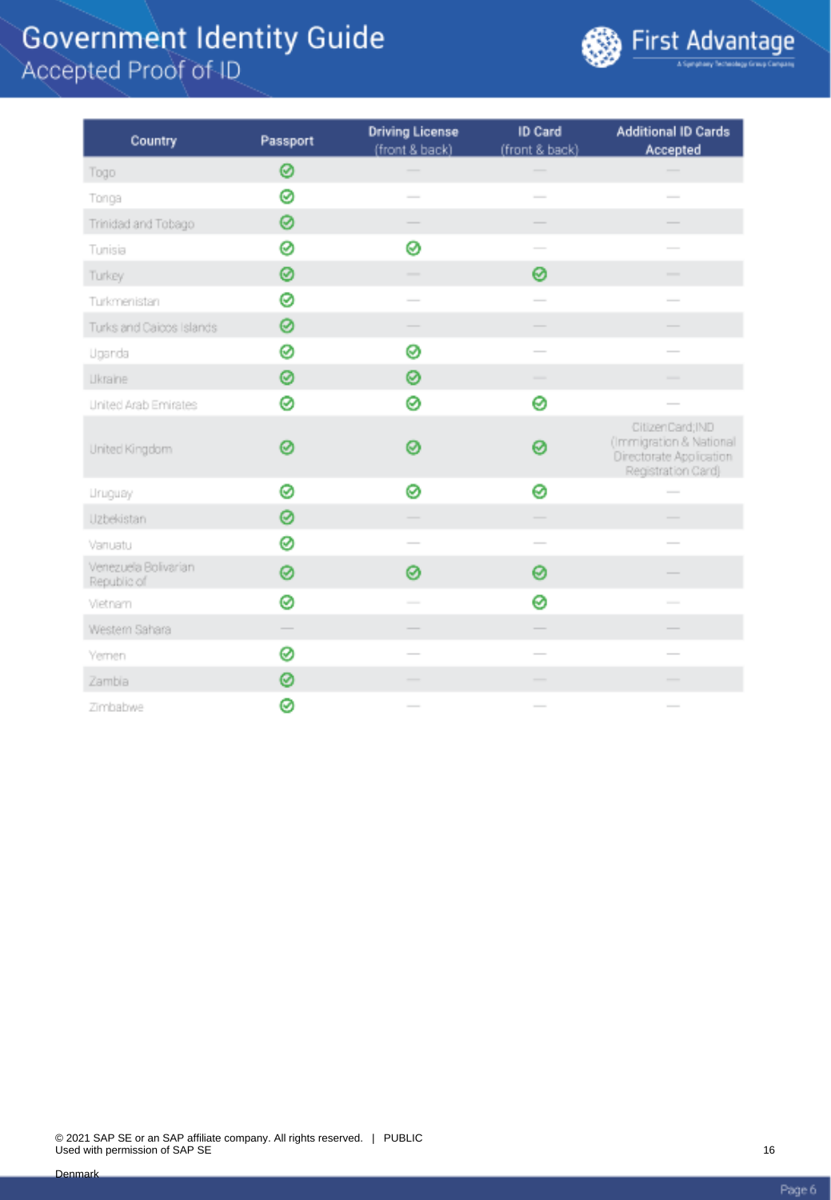# Government Identity Guide

## Accepted Proof of ID

| Country | Passport | Driving License (front & back) | ID Card (front & back) | Additional ID Cards Accepted |
|---|---|---|---|---|
| Togo | ✓ | — | — | — |
| Tonga | ✓ | — | — | — |
| Trinidad and Tobago | ✓ | — | — | — |
| Tunisia | ✓ | ✓ | — | — |
| Turkey | ✓ | — | ✓ | — |
| Turkmenistan | ✓ | — | — | — |
| Turks and Caicos Islands | ✓ | — | — | — |
| Uganda | ✓ | ✓ | — | — |
| Ukraine | ✓ | ✓ | — | — |
| United Arab Emirates | ✓ | ✓ | ✓ | — |
| United Kingdom | ✓ | ✓ | ✓ | CitizenCard, IND (Immigration & National Directorate Application Registration Card) |
| Uruguay | ✓ | ✓ | ✓ | — |
| Uzbekistan | ✓ | — | — | — |
| Vanuatu | ✓ | — | — | — |
| Venezuela Bolivarian Republic of | ✓ | ✓ | ✓ | — |
| Vietnam | ✓ | — | ✓ | — |
| Western Sahara | — | — | — | — |
| Yemen | ✓ | — | — | — |
| Zambia | ✓ | — | — | — |
| Zimbabwe | ✓ | — | — | — |

© 2021 SAP SE or an SAP affiliate company. All rights reserved. | PUBLIC
Used with permission of SAP SE

Denmark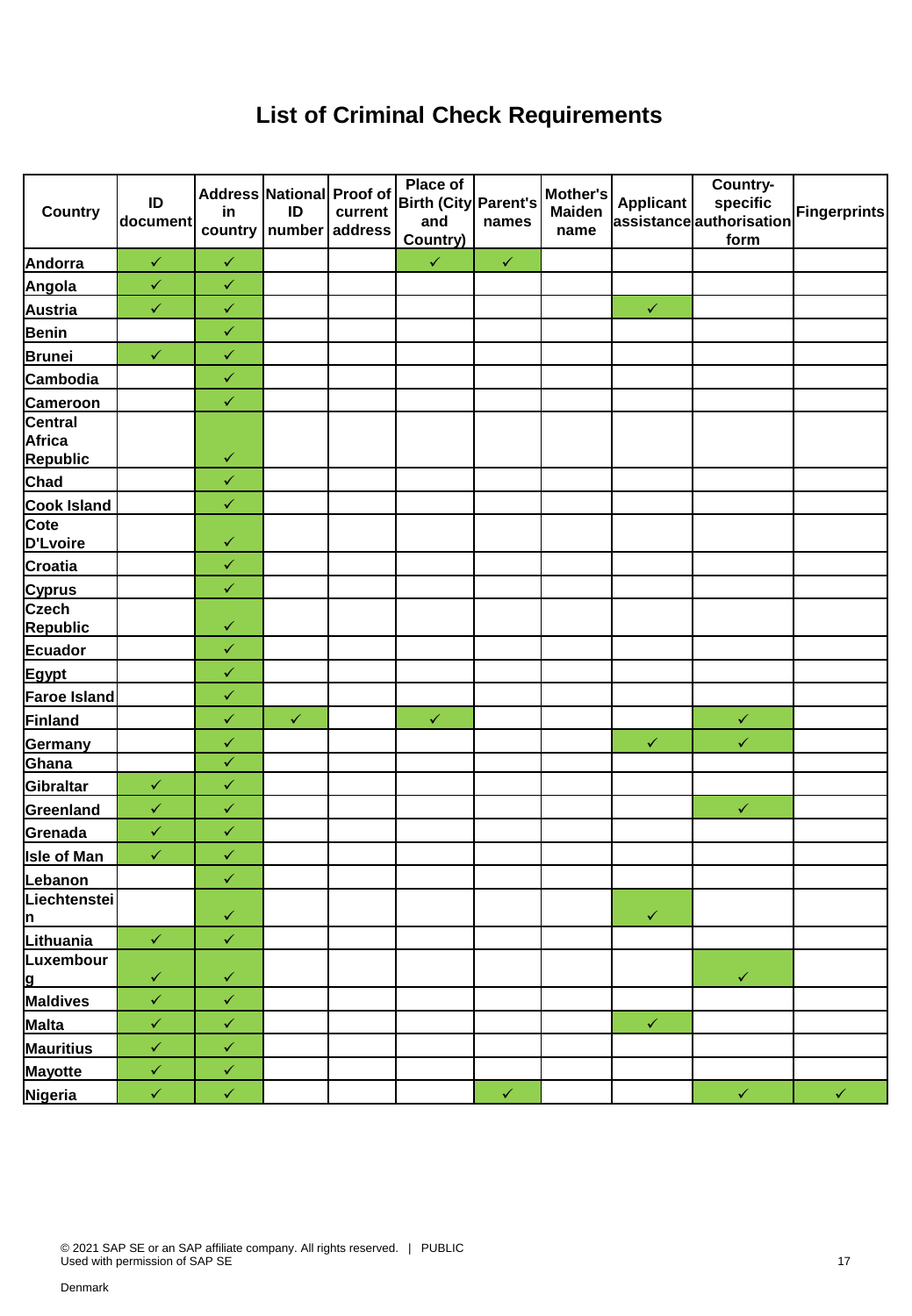# List of Criminal Check Requirements

| Country | ID document | Address in country | National ID number | Proof of current address | Place of Birth (City and Country) | Parent's names | Mother's Maiden name | Applicant assistance | Country-specific authorisation form | Fingerprints |
|---|---|---|---|---|---|---|---|---|---|---|
| Andorra | ✓ | ✓ | | | ✓ | ✓ | | | | |
| Angola | ✓ | ✓ | | | | | | | | |
| Austria | ✓ | ✓ | | | | | | ✓ | | |
| Benin | | ✓ | | | | | | | | |
| Brunei | ✓ | ✓ | | | | | | | | |
| Cambodia | | ✓ | | | | | | | | |
| Cameroon | | ✓ | | | | | | | | |
| Central Africa Republic | | ✓ | | | | | | | | |
| Chad | | ✓ | | | | | | | | |
| Cook Island | | ✓ | | | | | | | | |
| Cote D'Lvoire | | ✓ | | | | | | | | |
| Croatia | | ✓ | | | | | | | | |
| Cyprus | | ✓ | | | | | | | | |
| Czech Republic | | ✓ | | | | | | | | |
| Ecuador | | ✓ | | | | | | | | |
| Egypt | | ✓ | | | | | | | | |
| Faroe Island | | ✓ | | | | | | | | |
| Finland | | ✓ | ✓ | | ✓ | | | | ✓ | |
| Germany | | ✓ | | | | | | ✓ | ✓ | |
| Ghana | | ✓ | | | | | | | | |
| Gibraltar | ✓ | ✓ | | | | | | | | |
| Greenland | ✓ | ✓ | | | | | | | ✓ | |
| Grenada | ✓ | ✓ | | | | | | | | |
| Isle of Man | ✓ | ✓ | | | | | | | | |
| Lebanon | | ✓ | | | | | | | | |
| Liechtenstein | | ✓ | | | | | | ✓ | | |
| Lithuania | ✓ | ✓ | | | | | | | | |
| Luxembourg | ✓ | ✓ | | | | | | | ✓ | |
| Maldives | ✓ | ✓ | | | | | | | | |
| Malta | ✓ | ✓ | | | | | | ✓ | | |
| Mauritius | ✓ | ✓ | | | | | | | | |
| Mayotte | ✓ | ✓ | | | | | | | | |
| Nigeria | ✓ | ✓ | | | | ✓ | | | ✓ | ✓ |

© 2021 SAP SE or an SAP affiliate company. All rights reserved. | PUBLIC
Used with permission of SAP SE

Denmark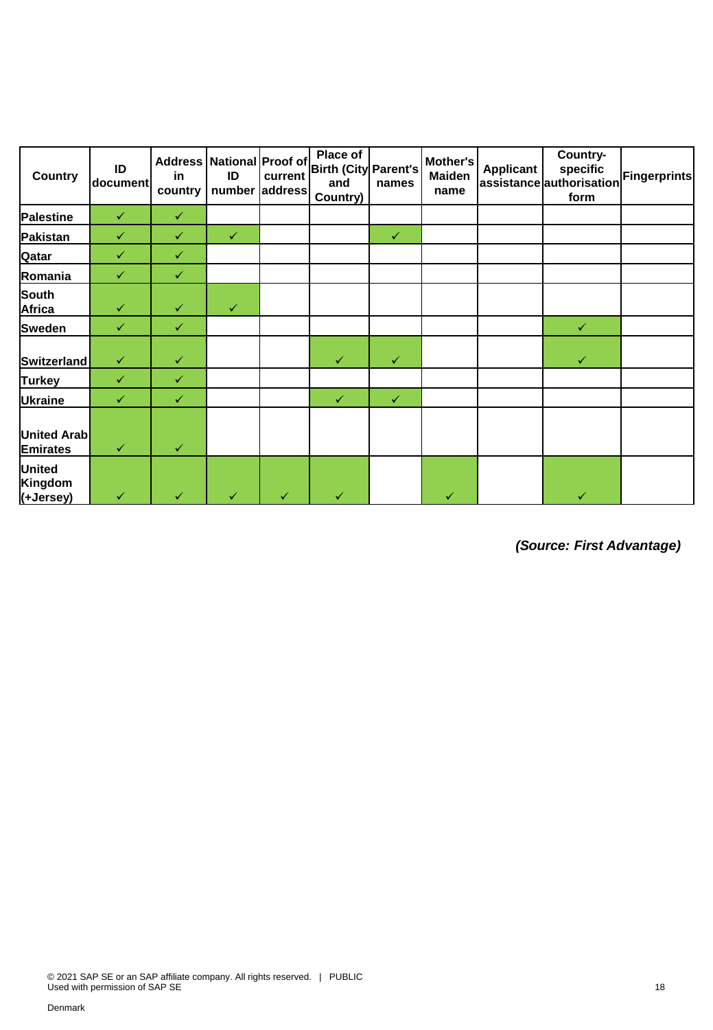| Country | ID document | Address in country | National ID number | Proof of current address | Place of Birth (City and Country) | Parent's names | Mother's Maiden name | Applicant assistance | Country-specific authorisation form | Fingerprints |
|---|---|---|---|---|---|---|---|---|---|---|
| Palestine | ✓ | ✓ | | | | | | | | |
| Pakistan | ✓ | ✓ | ✓ | | | ✓ | | | | |
| Qatar | ✓ | ✓ | | | | | | | | |
| Romania | ✓ | ✓ | | | | | | | | |
| South Africa | ✓ | ✓ | ✓ | | | | | | | |
| Sweden | ✓ | ✓ | | | | | | | ✓ | |
| Switzerland | ✓ | ✓ | | | ✓ | ✓ | | | ✓ | |
| Turkey | ✓ | ✓ | | | | | | | | |
| Ukraine | ✓ | ✓ | | | ✓ | ✓ | | | | |
| United Arab Emirates | ✓ | ✓ | | | | | | | | |
| United Kingdom (+Jersey) | ✓ | ✓ | ✓ | ✓ | ✓ | | ✓ | | ✓ | |

***(Source: First Advantage)***

© 2021 SAP SE or an SAP affiliate company. All rights reserved. | PUBLIC
Used with permission of SAP SE

Denmark